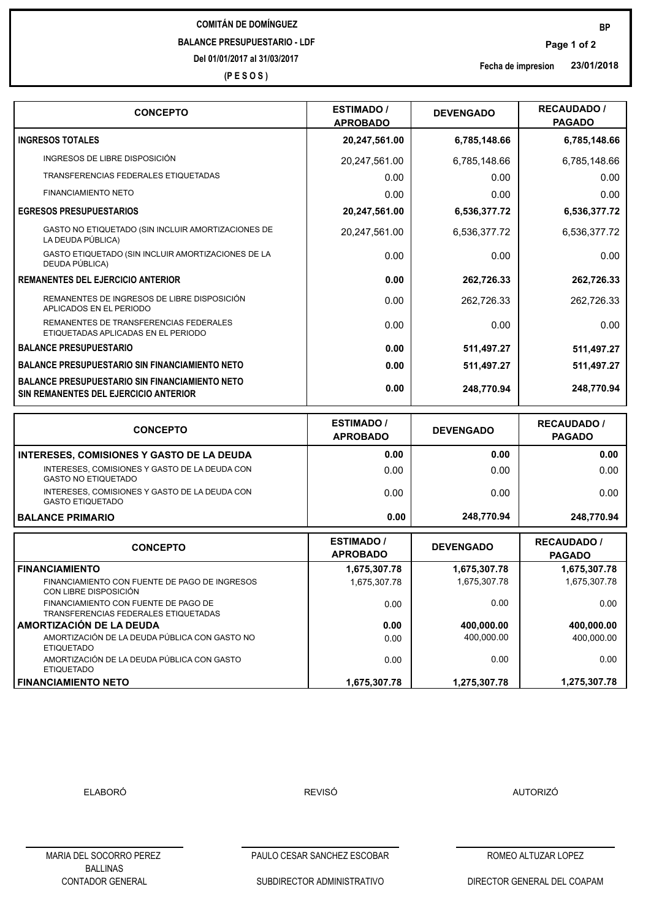# COMITÁN DE DOMÍNGUEZ

## BALANCE PRESUPUESTARIO - LDF

Del 01/01/2017 al 31/03/2017

(P E S O S)

BP

Fecha de impresion 23/01/2018

| CONCEPTO | ESTIMADO / APROBADO | DEVENGADO | RECAUDADO / PAGADO |
|---|---|---|---|
| **INGRESOS TOTALES** | **20,247,561.00** | **6,785,148.66** | **6,785,148.66** |
| INGRESOS DE LIBRE DISPOSICIÓN | 20,247,561.00 | 6,785,148.66 | 6,785,148.66 |
| TRANSFERENCIAS FEDERALES ETIQUETADAS | 0.00 | 0.00 | 0.00 |
| FINANCIAMIENTO NETO | 0.00 | 0.00 | 0.00 |
| **EGRESOS PRESUPUESTARIOS** | **20,247,561.00** | **6,536,377.72** | **6,536,377.72** |
| GASTO NO ETIQUETADO (SIN INCLUIR AMORTIZACIONES DE LA DEUDA PÚBLICA) | 20,247,561.00 | 6,536,377.72 | 6,536,377.72 |
| GASTO ETIQUETADO (SIN INCLUIR AMORTIZACIONES DE LA DEUDA PÚBLICA) | 0.00 | 0.00 | 0.00 |
| **REMANENTES DEL EJERCICIO ANTERIOR** | **0.00** | **262,726.33** | **262,726.33** |
| REMANENTES DE INGRESOS DE LIBRE DISPOSICIÓN APLICADOS EN EL PERIODO | 0.00 | 262,726.33 | 262,726.33 |
| REMANENTES DE TRANSFERENCIAS FEDERALES ETIQUETADAS APLICADAS EN EL PERIODO | 0.00 | 0.00 | 0.00 |
| **BALANCE PRESUPUESTARIO** | **0.00** | **511,497.27** | **511,497.27** |
| **BALANCE PRESUPUESTARIO SIN FINANCIAMIENTO NETO** | **0.00** | **511,497.27** | **511,497.27** |
| **BALANCE PRESUPUESTARIO SIN FINANCIAMIENTO NETO SIN REMANENTES DEL EJERCICIO ANTERIOR** | **0.00** | **248,770.94** | **248,770.94** |

| CONCEPTO | ESTIMADO / APROBADO | DEVENGADO | RECAUDADO / PAGADO |
|---|---|---|---|
| **INTERESES, COMISIONES Y GASTO DE LA DEUDA** | **0.00** | **0.00** | **0.00** |
| INTERESES, COMISIONES Y GASTO DE LA DEUDA CON GASTO NO ETIQUETADO | 0.00 | 0.00 | 0.00 |
| INTERESES, COMISIONES Y GASTO DE LA DEUDA CON GASTO ETIQUETADO | 0.00 | 0.00 | 0.00 |
| **BALANCE PRIMARIO** | **0.00** | **248,770.94** | **248,770.94** |

| CONCEPTO | ESTIMADO / APROBADO | DEVENGADO | RECAUDADO / PAGADO |
|---|---|---|---|
| **FINANCIAMIENTO** | **1,675,307.78** | **1,675,307.78** | **1,675,307.78** |
| FINANCIAMIENTO CON FUENTE DE PAGO DE INGRESOS CON LIBRE DISPOSICIÓN | 1,675,307.78 | 1,675,307.78 | 1,675,307.78 |
| FINANCIAMIENTO CON FUENTE DE PAGO DE TRANSFERENCIAS FEDERALES ETIQUETADAS | 0.00 | 0.00 | 0.00 |
| **AMORTIZACIÓN DE LA DEUDA** | **0.00** | **400,000.00** | **400,000.00** |
| AMORTIZACIÓN DE LA DEUDA PÚBLICA CON GASTO NO ETIQUETADO | 0.00 | 400,000.00 | 400,000.00 |
| AMORTIZACIÓN DE LA DEUDA PÚBLICA CON GASTO ETIQUETADO | 0.00 | 0.00 | 0.00 |
| **FINANCIAMIENTO NETO** | **1,675,307.78** | **1,275,307.78** | **1,275,307.78** |

| ELABORÓ | REVISÓ | AUTORIZÓ |
|---|---|---|
| MARIA DEL SOCORRO PEREZ BALLINAS | PAULO CESAR SANCHEZ ESCOBAR | ROMEO ALTUZAR LOPEZ |
| CONTADOR GENERAL | SUBDIRECTOR ADMINISTRATIVO | DIRECTOR GENERAL DEL COAPAM |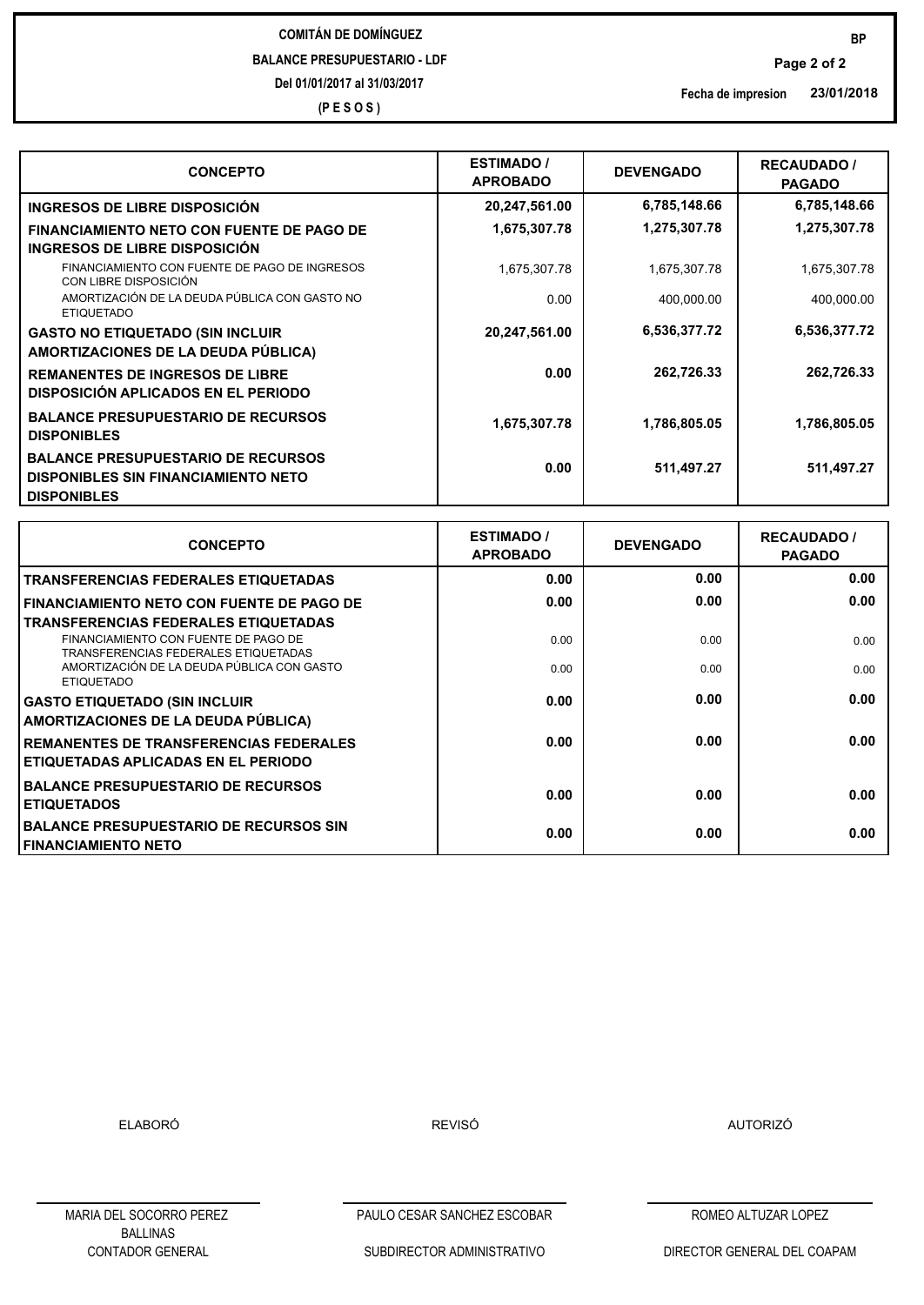**COMITÁN DE DOMÍNGUEZ**

**BALANCE PRESUPUESTARIO - LDF**

**Del 01/01/2017 al 31/03/2017**

**( P E S O S )**

**BP**

**Fecha de impresion 23/01/2018**

| CONCEPTO | ESTIMADO / APROBADO | DEVENGADO | RECAUDADO / PAGADO |
|---|---|---|---|
| **INGRESOS DE LIBRE DISPOSICIÓN** | **20,247,561.00** | **6,785,148.66** | **6,785,148.66** |
| **FINANCIAMIENTO NETO CON FUENTE DE PAGO DE INGRESOS DE LIBRE DISPOSICIÓN** | **1,675,307.78** | **1,275,307.78** | **1,275,307.78** |
| FINANCIAMIENTO CON FUENTE DE PAGO DE INGRESOS CON LIBRE DISPOSICIÓN | 1,675,307.78 | 1,675,307.78 | 1,675,307.78 |
| AMORTIZACIÓN DE LA DEUDA PÚBLICA CON GASTO NO ETIQUETADO | 0.00 | 400,000.00 | 400,000.00 |
| **GASTO NO ETIQUETADO (SIN INCLUIR AMORTIZACIONES DE LA DEUDA PÚBLICA)** | **20,247,561.00** | **6,536,377.72** | **6,536,377.72** |
| **REMANENTES DE INGRESOS DE LIBRE DISPOSICIÓN APLICADOS EN EL PERIODO** | **0.00** | **262,726.33** | **262,726.33** |
| **BALANCE PRESUPUESTARIO DE RECURSOS DISPONIBLES** | **1,675,307.78** | **1,786,805.05** | **1,786,805.05** |
| **BALANCE PRESUPUESTARIO DE RECURSOS DISPONIBLES SIN FINANCIAMIENTO NETO DISPONIBLES** | **0.00** | **511,497.27** | **511,497.27** |

| CONCEPTO | ESTIMADO / APROBADO | DEVENGADO | RECAUDADO / PAGADO |
|---|---|---|---|
| **TRANSFERENCIAS FEDERALES ETIQUETADAS** | **0.00** | **0.00** | **0.00** |
| **FINANCIAMIENTO NETO CON FUENTE DE PAGO DE TRANSFERENCIAS FEDERALES ETIQUETADAS** | **0.00** | **0.00** | **0.00** |
| FINANCIAMIENTO CON FUENTE DE PAGO DE TRANSFERENCIAS FEDERALES ETIQUETADAS | 0.00 | 0.00 | 0.00 |
| AMORTIZACIÓN DE LA DEUDA PÚBLICA CON GASTO ETIQUETADO | 0.00 | 0.00 | 0.00 |
| **GASTO ETIQUETADO (SIN INCLUIR AMORTIZACIONES DE LA DEUDA PÚBLICA)** | **0.00** | **0.00** | **0.00** |
| **REMANENTES DE TRANSFERENCIAS FEDERALES ETIQUETADAS APLICADAS EN EL PERIODO** | **0.00** | **0.00** | **0.00** |
| **BALANCE PRESUPUESTARIO DE RECURSOS ETIQUETADOS** | **0.00** | **0.00** | **0.00** |
| **BALANCE PRESUPUESTARIO DE RECURSOS SIN FINANCIAMIENTO NETO** | **0.00** | **0.00** | **0.00** |

| ELABORÓ | REVISÓ | AUTORIZÓ |
|---|---|---|
| MARIA DEL SOCORRO PEREZ BALLINAS | PAULO CESAR SANCHEZ ESCOBAR | ROMEO ALTUZAR LOPEZ |
| CONTADOR GENERAL | SUBDIRECTOR ADMINISTRATIVO | DIRECTOR GENERAL DEL COAPAM |